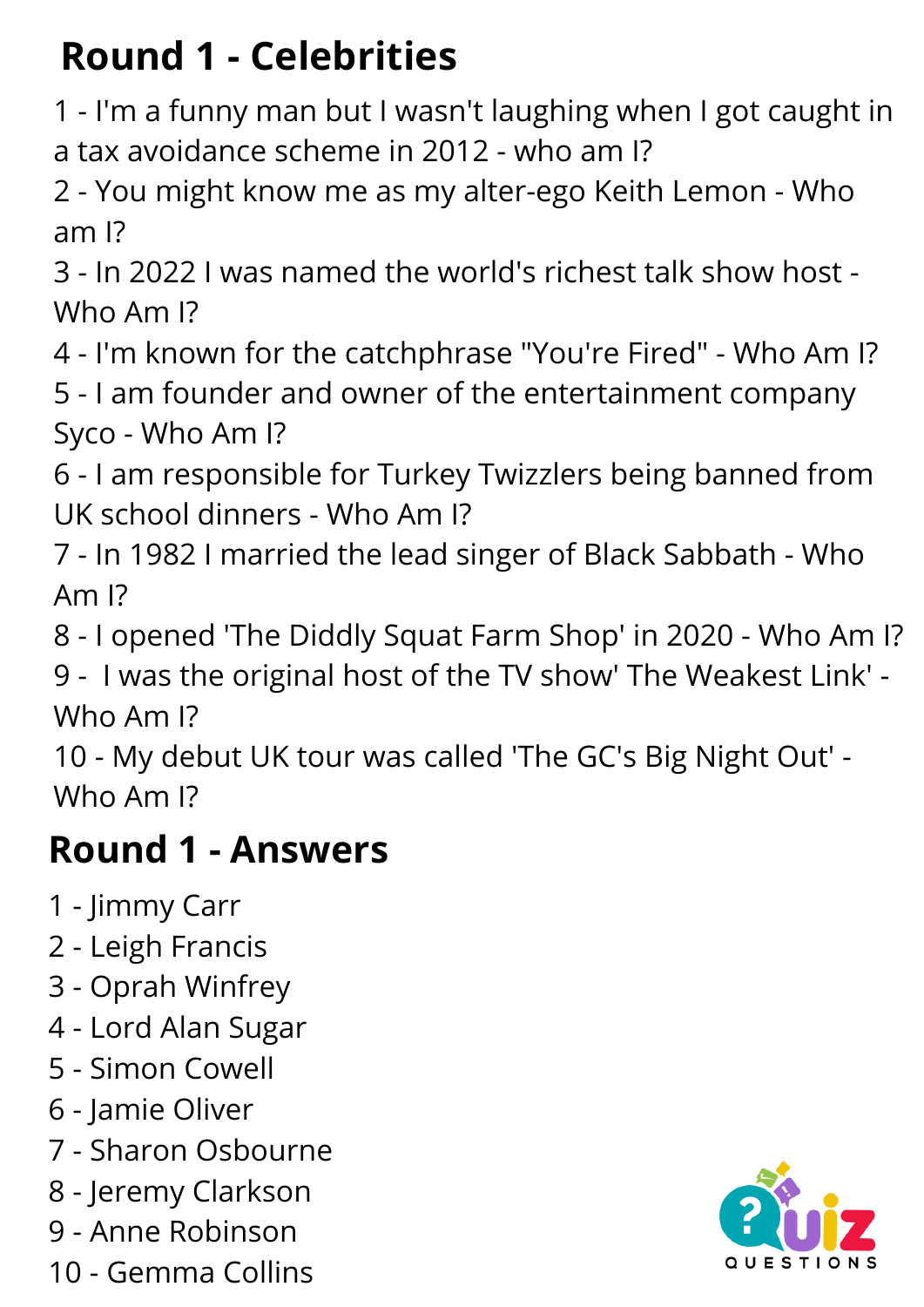## Round 1 - Celebrities

1 - I'm a funny man but I wasn't laughing when I got caught in a tax avoidance scheme in 2012 - who am I?
2 - You might know me as my alter-ego Keith Lemon - Who am I?
3 - In 2022 I was named the world's richest talk show host - Who Am I?
4 - I'm known for the catchphrase "You're Fired" - Who Am I?
5 - I am founder and owner of the entertainment company Syco - Who Am I?
6 - I am responsible for Turkey Twizzlers being banned from UK school dinners - Who Am I?
7 - In 1982 I married the lead singer of Black Sabbath - Who Am I?
8 - I opened 'The Diddly Squat Farm Shop' in 2020 - Who Am I?
9 - I was the original host of the TV show' The Weakest Link' - Who Am I?
10 - My debut UK tour was called 'The GC's Big Night Out' - Who Am I?

## Round 1 - Answers

1 - Jimmy Carr
2 - Leigh Francis
3 - Oprah Winfrey
4 - Lord Alan Sugar
5 - Simon Cowell
6 - Jamie Oliver
7 - Sharon Osbourne
8 - Jeremy Clarkson
9 - Anne Robinson
10 - Gemma Collins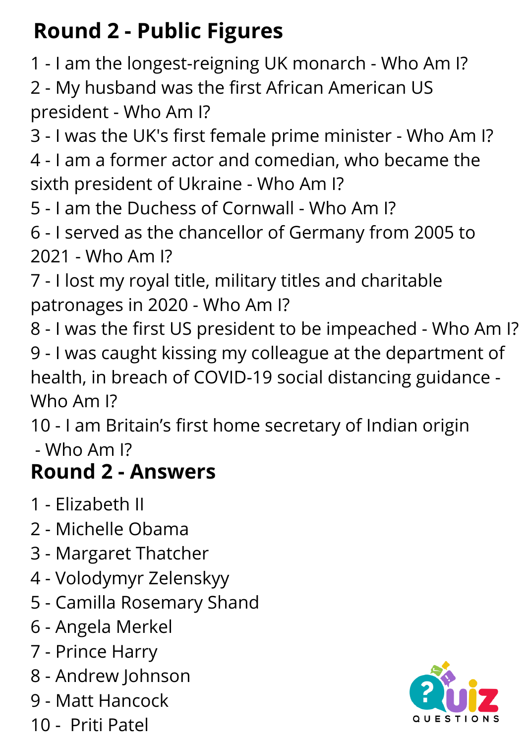## Round 2 - Public Figures

1 - I am the longest-reigning UK monarch - Who Am I?
2 - My husband was the first African American US president - Who Am I?
3 - I was the UK's first female prime minister - Who Am I?
4 - I am a former actor and comedian, who became the sixth president of Ukraine - Who Am I?
5 - I am the Duchess of Cornwall - Who Am I?
6 - I served as the chancellor of Germany from 2005 to 2021 - Who Am I?
7 - I lost my royal title, military titles and charitable patronages in 2020 - Who Am I?
8 - I was the first US president to be impeached - Who Am I?
9 - I was caught kissing my colleague at the department of health, in breach of COVID-19 social distancing guidance - Who Am I?
10 - I am Britain's first home secretary of Indian origin - Who Am I?

## Round 2 - Answers

1 - Elizabeth II
2 - Michelle Obama
3 - Margaret Thatcher
4 - Volodymyr Zelenskyy
5 - Camilla Rosemary Shand
6 - Angela Merkel
7 - Prince Harry
8 - Andrew Johnson
9 - Matt Hancock
10 - Priti Patel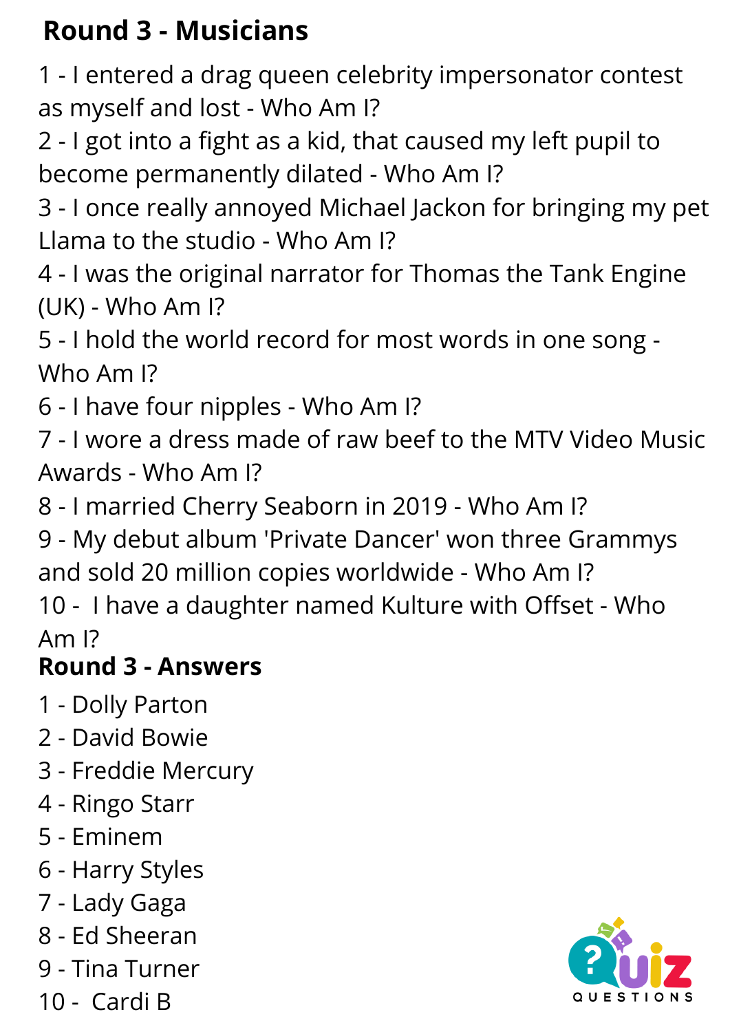## Round 3 - Musicians

1 - I entered a drag queen celebrity impersonator contest as myself and lost - Who Am I?
2 - I got into a fight as a kid, that caused my left pupil to become permanently dilated - Who Am I?
3 - I once really annoyed Michael Jackon for bringing my pet Llama to the studio - Who Am I?
4 - I was the original narrator for Thomas the Tank Engine (UK) - Who Am I?
5 - I hold the world record for most words in one song - Who Am I?
6 - I have four nipples - Who Am I?
7 - I wore a dress made of raw beef to the MTV Video Music Awards - Who Am I?
8 - I married Cherry Seaborn in 2019 - Who Am I?
9 - My debut album 'Private Dancer' won three Grammys and sold 20 million copies worldwide - Who Am I?
10 - I have a daughter named Kulture with Offset - Who Am I?

### Round 3 - Answers

1 - Dolly Parton
2 - David Bowie
3 - Freddie Mercury
4 - Ringo Starr
5 - Eminem
6 - Harry Styles
7 - Lady Gaga
8 - Ed Sheeran
9 - Tina Turner
10 - Cardi B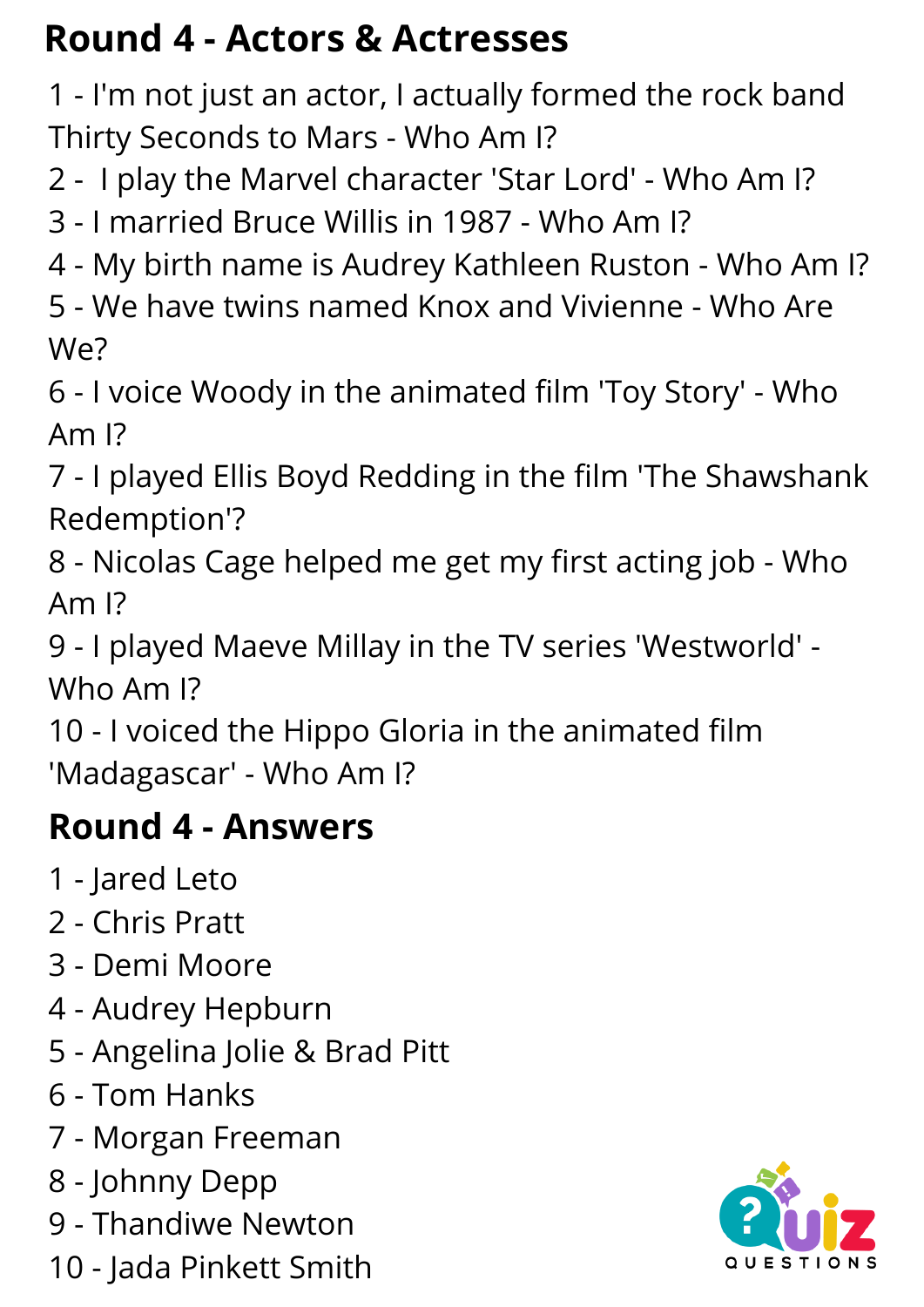## Round 4 - Actors & Actresses

1 - I'm not just an actor, I actually formed the rock band Thirty Seconds to Mars - Who Am I?
2 - I play the Marvel character 'Star Lord' - Who Am I?
3 - I married Bruce Willis in 1987 - Who Am I?
4 - My birth name is Audrey Kathleen Ruston - Who Am I?
5 - We have twins named Knox and Vivienne - Who Are We?
6 - I voice Woody in the animated film 'Toy Story' - Who Am I?
7 - I played Ellis Boyd Redding in the film 'The Shawshank Redemption'?
8 - Nicolas Cage helped me get my first acting job - Who Am I?
9 - I played Maeve Millay in the TV series 'Westworld' - Who Am I?
10 - I voiced the Hippo Gloria in the animated film 'Madagascar' - Who Am I?

## Round 4 - Answers

1 - Jared Leto
2 - Chris Pratt
3 - Demi Moore
4 - Audrey Hepburn
5 - Angelina Jolie & Brad Pitt
6 - Tom Hanks
7 - Morgan Freeman
8 - Johnny Depp
9 - Thandiwe Newton
10 - Jada Pinkett Smith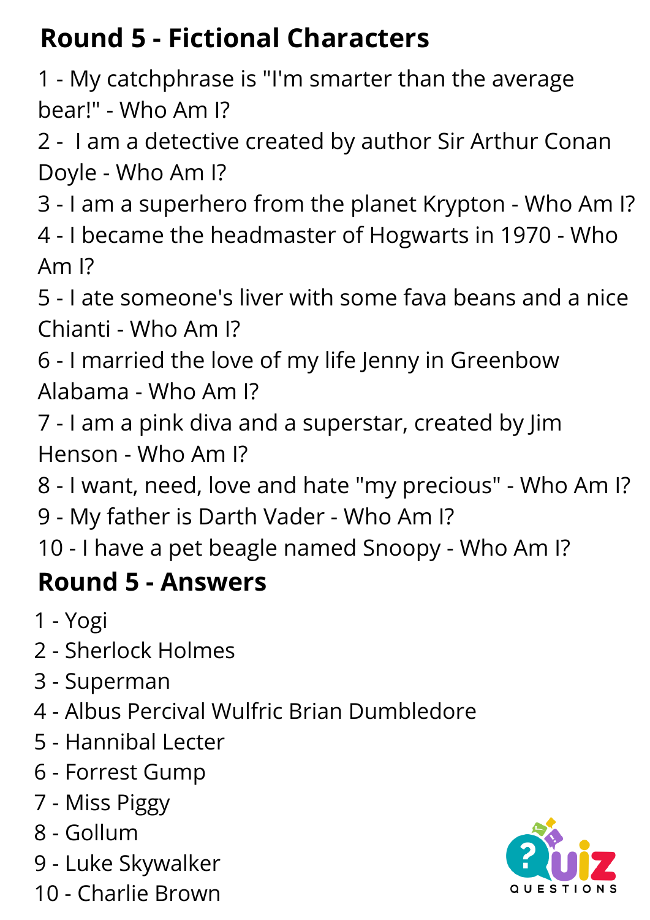## Round 5 - Fictional Characters

1 - My catchphrase is "I'm smarter than the average bear!" - Who Am I?
2 - I am a detective created by author Sir Arthur Conan Doyle - Who Am I?
3 - I am a superhero from the planet Krypton - Who Am I?
4 - I became the headmaster of Hogwarts in 1970 - Who Am I?
5 - I ate someone's liver with some fava beans and a nice Chianti - Who Am I?
6 - I married the love of my life Jenny in Greenbow Alabama - Who Am I?
7 - I am a pink diva and a superstar, created by Jim Henson - Who Am I?
8 - I want, need, love and hate "my precious" - Who Am I?
9 - My father is Darth Vader - Who Am I?
10 - I have a pet beagle named Snoopy - Who Am I?

## Round 5 - Answers

1 - Yogi
2 - Sherlock Holmes
3 - Superman
4 - Albus Percival Wulfric Brian Dumbledore
5 - Hannibal Lecter
6 - Forrest Gump
7 - Miss Piggy
8 - Gollum
9 - Luke Skywalker
10 - Charlie Brown

Quiz Questions